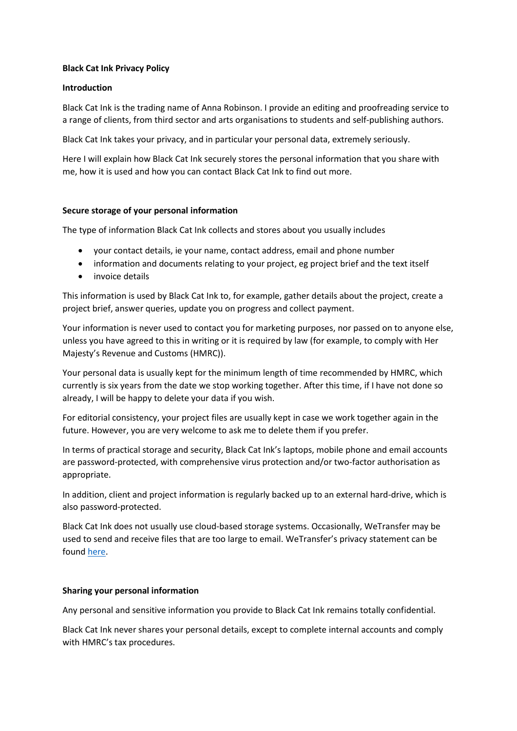**Black Cat Ink Privacy Policy**

**Introduction**

Black Cat Ink is the trading name of Anna Robinson. I provide an editing and proofreading service to a range of clients, from third sector and arts organisations to students and self-publishing authors.

Black Cat Ink takes your privacy, and in particular your personal data, extremely seriously.

Here I will explain how Black Cat Ink securely stores the personal information that you share with me, how it is used and how you can contact Black Cat Ink to find out more.

**Secure storage of your personal information**

The type of information Black Cat Ink collects and stores about you usually includes

- your contact details, ie your name, contact address, email and phone number
- information and documents relating to your project, eg project brief and the text itself
- invoice details

This information is used by Black Cat Ink to, for example, gather details about the project, create a project brief, answer queries, update you on progress and collect payment.

Your information is never used to contact you for marketing purposes, nor passed on to anyone else, unless you have agreed to this in writing or it is required by law (for example, to comply with Her Majesty's Revenue and Customs (HMRC)).

Your personal data is usually kept for the minimum length of time recommended by HMRC, which currently is six years from the date we stop working together. After this time, if I have not done so already, I will be happy to delete your data if you wish.

For editorial consistency, your project files are usually kept in case we work together again in the future. However, you are very welcome to ask me to delete them if you prefer.

In terms of practical storage and security, Black Cat Ink's laptops, mobile phone and email accounts are password-protected, with comprehensive virus protection and/or two-factor authorisation as appropriate.

In addition, client and project information is regularly backed up to an external hard-drive, which is also password-protected.

Black Cat Ink does not usually use cloud-based storage systems. Occasionally, WeTransfer may be used to send and receive files that are too large to email. WeTransfer's privacy statement can be found here.

**Sharing your personal information**

Any personal and sensitive information you provide to Black Cat Ink remains totally confidential.

Black Cat Ink never shares your personal details, except to complete internal accounts and comply with HMRC's tax procedures.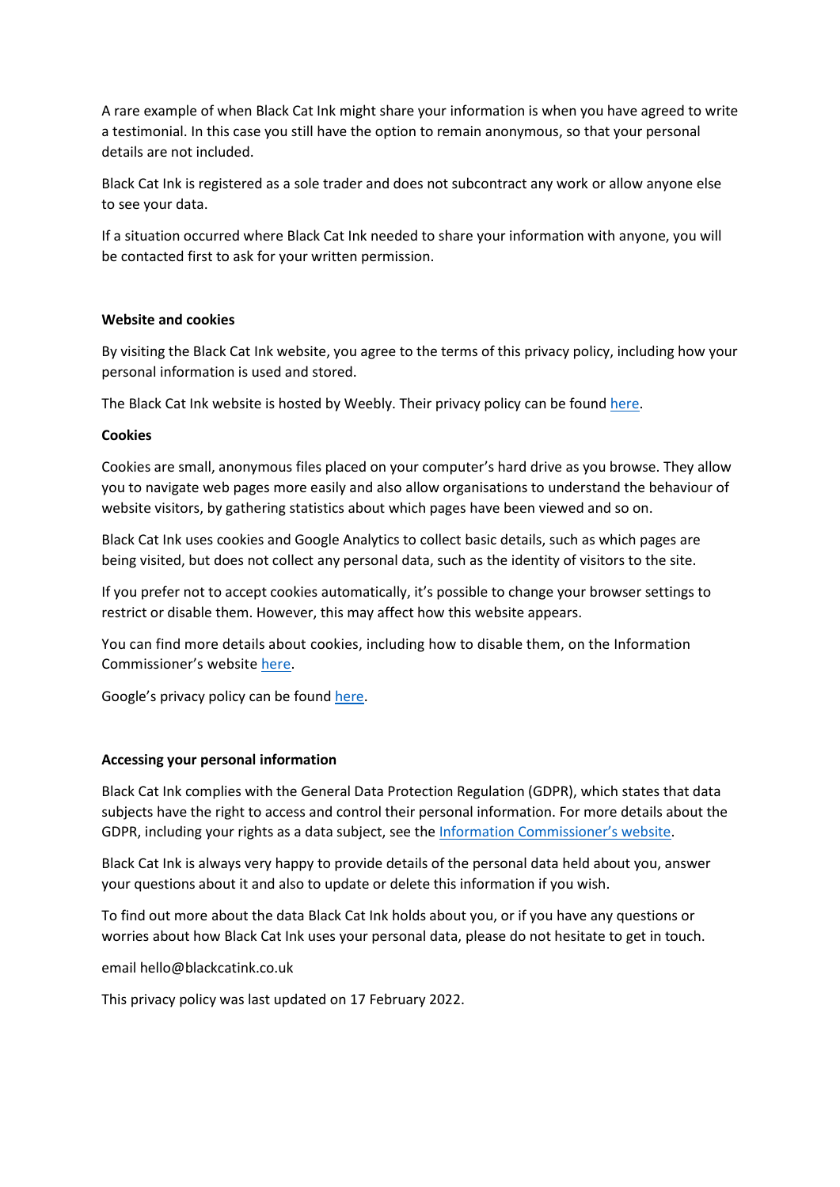A rare example of when Black Cat Ink might share your information is when you have agreed to write a testimonial. In this case you still have the option to remain anonymous, so that your personal details are not included.

Black Cat Ink is registered as a sole trader and does not subcontract any work or allow anyone else to see your data.

If a situation occurred where Black Cat Ink needed to share your information with anyone, you will be contacted first to ask for your written permission.

**Website and cookies**

By visiting the Black Cat Ink website, you agree to the terms of this privacy policy, including how your personal information is used and stored.

The Black Cat Ink website is hosted by Weebly. Their privacy policy can be found here.

**Cookies**

Cookies are small, anonymous files placed on your computer's hard drive as you browse. They allow you to navigate web pages more easily and also allow organisations to understand the behaviour of website visitors, by gathering statistics about which pages have been viewed and so on.

Black Cat Ink uses cookies and Google Analytics to collect basic details, such as which pages are being visited, but does not collect any personal data, such as the identity of visitors to the site.

If you prefer not to accept cookies automatically, it's possible to change your browser settings to restrict or disable them. However, this may affect how this website appears.

You can find more details about cookies, including how to disable them, on the Information Commissioner's website here.

Google's privacy policy can be found here.

**Accessing your personal information**

Black Cat Ink complies with the General Data Protection Regulation (GDPR), which states that data subjects have the right to access and control their personal information. For more details about the GDPR, including your rights as a data subject, see the Information Commissioner's website.

Black Cat Ink is always very happy to provide details of the personal data held about you, answer your questions about it and also to update or delete this information if you wish.

To find out more about the data Black Cat Ink holds about you, or if you have any questions or worries about how Black Cat Ink uses your personal data, please do not hesitate to get in touch.

email hello@blackcatink.co.uk

This privacy policy was last updated on 17 February 2022.